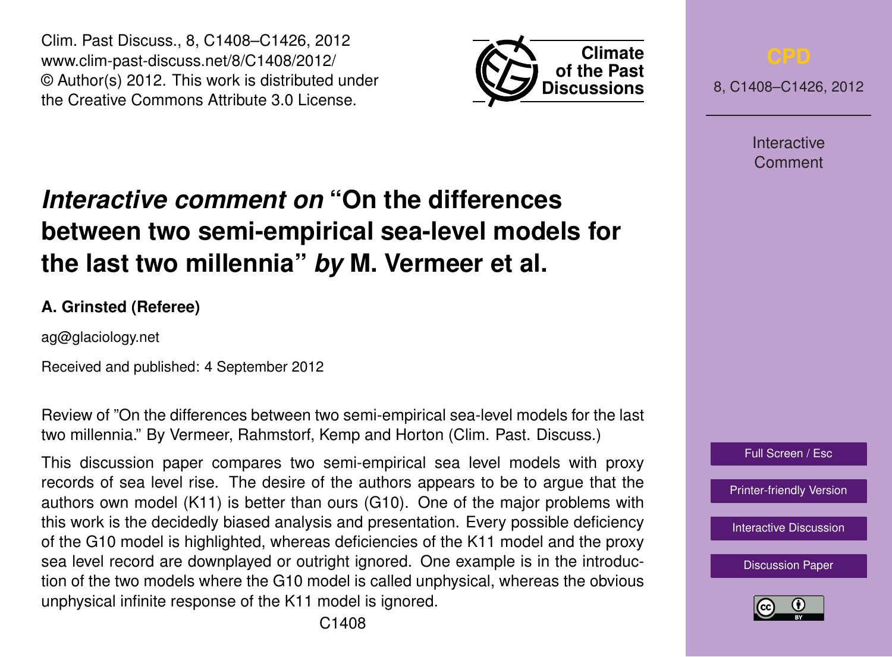Clim. Past Discuss., 8, C1408–C1426, 2012
www.clim-past-discuss.net/8/C1408/2012/
© Author(s) 2012. This work is distributed under the Creative Commons Attribute 3.0 License.

# *Interactive comment on* "On the differences between two semi-empirical sea-level models for the last two millennia" *by* M. Vermeer et al.

**A. Grinsted (Referee)**

ag@glaciology.net

Received and published: 4 September 2012

Review of "On the differences between two semi-empirical sea-level models for the last two millennia." By Vermeer, Rahmstorf, Kemp and Horton (Clim. Past. Discuss.)

This discussion paper compares two semi-empirical sea level models with proxy records of sea level rise. The desire of the authors appears to be to argue that the authors own model (K11) is better than ours (G10). One of the major problems with this work is the decidedly biased analysis and presentation. Every possible deficiency of the G10 model is highlighted, whereas deficiencies of the K11 model and the proxy sea level record are downplayed or outright ignored. One example is in the introduction of the two models where the G10 model is called unphysical, whereas the obvious unphysical infinite response of the K11 model is ignored.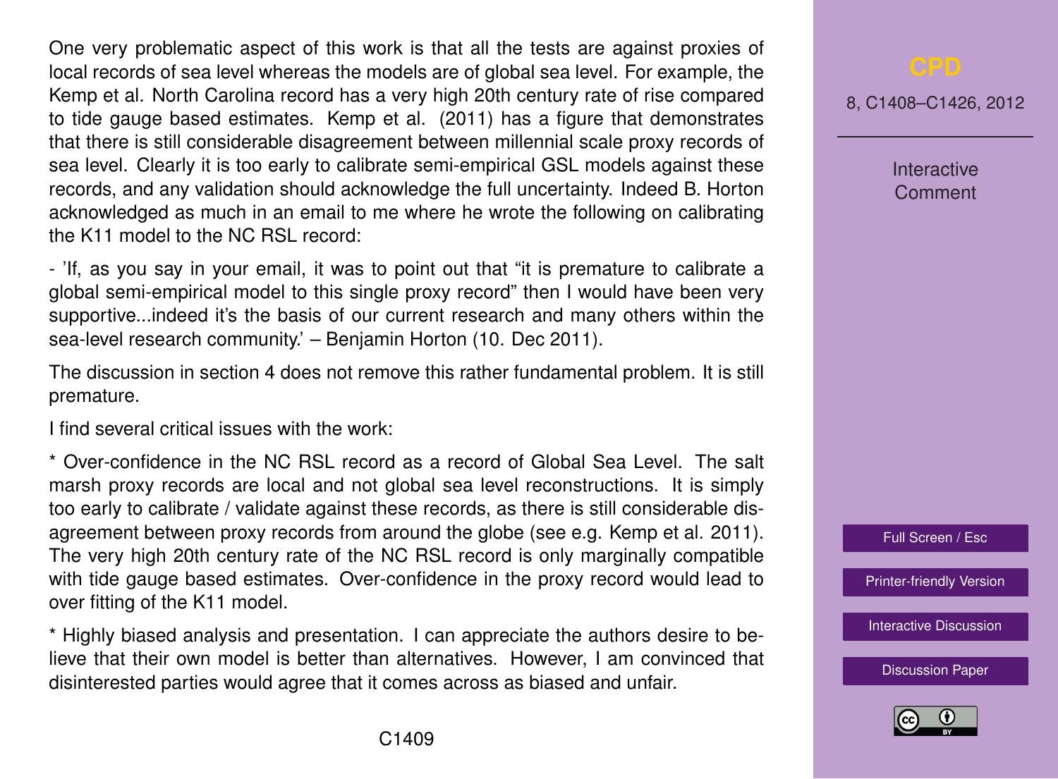One very problematic aspect of this work is that all the tests are against proxies of local records of sea level whereas the models are of global sea level. For example, the Kemp et al. North Carolina record has a very high 20th century rate of rise compared to tide gauge based estimates. Kemp et al. (2011) has a figure that demonstrates that there is still considerable disagreement between millennial scale proxy records of sea level. Clearly it is too early to calibrate semi-empirical GSL models against these records, and any validation should acknowledge the full uncertainty. Indeed B. Horton acknowledged as much in an email to me where he wrote the following on calibrating the K11 model to the NC RSL record:

- 'If, as you say in your email, it was to point out that "it is premature to calibrate a global semi-empirical model to this single proxy record" then I would have been very supportive...indeed it's the basis of our current research and many others within the sea-level research community.' – Benjamin Horton (10. Dec 2011).

The discussion in section 4 does not remove this rather fundamental problem. It is still premature.

I find several critical issues with the work:

* Over-confidence in the NC RSL record as a record of Global Sea Level. The salt marsh proxy records are local and not global sea level reconstructions. It is simply too early to calibrate / validate against these records, as there is still considerable disagreement between proxy records from around the globe (see e.g. Kemp et al. 2011). The very high 20th century rate of the NC RSL record is only marginally compatible with tide gauge based estimates. Over-confidence in the proxy record would lead to over fitting of the K11 model.

* Highly biased analysis and presentation. I can appreciate the authors desire to believe that their own model is better than alternatives. However, I am convinced that disinterested parties would agree that it comes across as biased and unfair.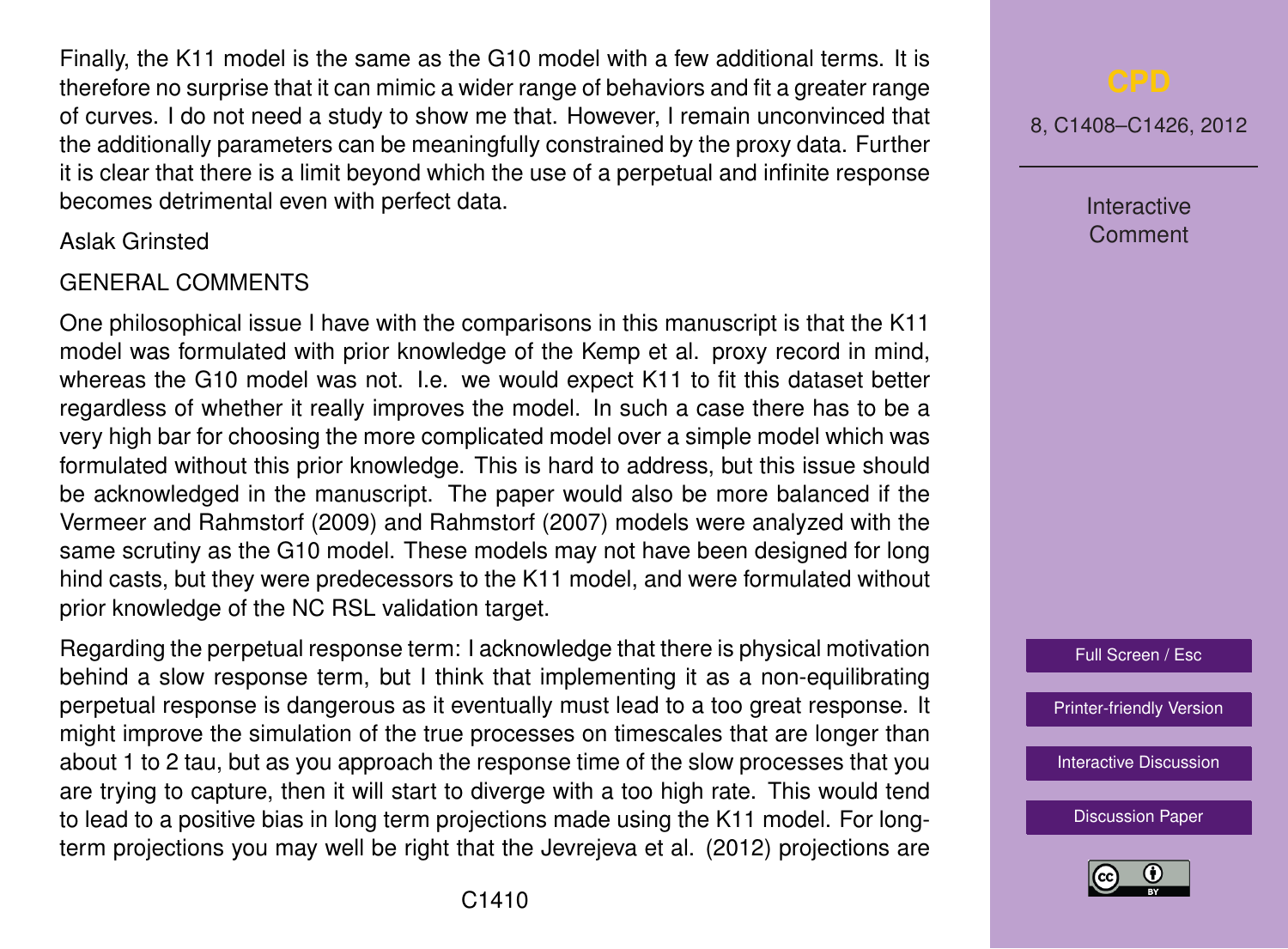Finally, the K11 model is the same as the G10 model with a few additional terms. It is therefore no surprise that it can mimic a wider range of behaviors and fit a greater range of curves. I do not need a study to show me that. However, I remain unconvinced that the additionally parameters can be meaningfully constrained by the proxy data. Further it is clear that there is a limit beyond which the use of a perpetual and infinite response becomes detrimental even with perfect data.

Aslak Grinsted

GENERAL COMMENTS

One philosophical issue I have with the comparisons in this manuscript is that the K11 model was formulated with prior knowledge of the Kemp et al. proxy record in mind, whereas the G10 model was not. I.e. we would expect K11 to fit this dataset better regardless of whether it really improves the model. In such a case there has to be a very high bar for choosing the more complicated model over a simple model which was formulated without this prior knowledge. This is hard to address, but this issue should be acknowledged in the manuscript. The paper would also be more balanced if the Vermeer and Rahmstorf (2009) and Rahmstorf (2007) models were analyzed with the same scrutiny as the G10 model. These models may not have been designed for long hind casts, but they were predecessors to the K11 model, and were formulated without prior knowledge of the NC RSL validation target.

Regarding the perpetual response term: I acknowledge that there is physical motivation behind a slow response term, but I think that implementing it as a non-equilibrating perpetual response is dangerous as it eventually must lead to a too great response. It might improve the simulation of the true processes on timescales that are longer than about 1 to 2 tau, but as you approach the response time of the slow processes that you are trying to capture, then it will start to diverge with a too high rate. This would tend to lead to a positive bias in long term projections made using the K11 model. For long-term projections you may well be right that the Jevrejeva et al. (2012) projections are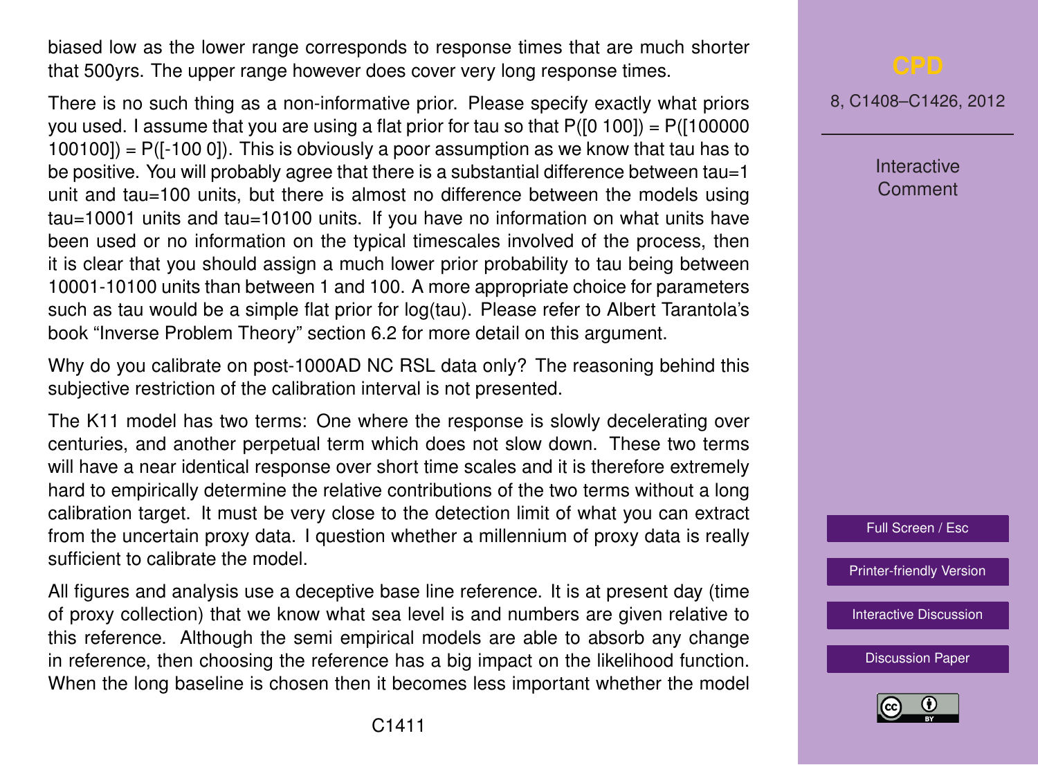biased low as the lower range corresponds to response times that are much shorter that 500yrs. The upper range however does cover very long response times.

There is no such thing as a non-informative prior. Please specify exactly what priors you used. I assume that you are using a flat prior for tau so that P([0 100]) = P([100000 100100]) = P([-100 0]). This is obviously a poor assumption as we know that tau has to be positive. You will probably agree that there is a substantial difference between tau=1 unit and tau=100 units, but there is almost no difference between the models using tau=10001 units and tau=10100 units. If you have no information on what units have been used or no information on the typical timescales involved of the process, then it is clear that you should assign a much lower prior probability to tau being between 10001-10100 units than between 1 and 100. A more appropriate choice for parameters such as tau would be a simple flat prior for log(tau). Please refer to Albert Tarantola's book "Inverse Problem Theory" section 6.2 for more detail on this argument.

Why do you calibrate on post-1000AD NC RSL data only? The reasoning behind this subjective restriction of the calibration interval is not presented.

The K11 model has two terms: One where the response is slowly decelerating over centuries, and another perpetual term which does not slow down. These two terms will have a near identical response over short time scales and it is therefore extremely hard to empirically determine the relative contributions of the two terms without a long calibration target. It must be very close to the detection limit of what you can extract from the uncertain proxy data. I question whether a millennium of proxy data is really sufficient to calibrate the model.

All figures and analysis use a deceptive base line reference. It is at present day (time of proxy collection) that we know what sea level is and numbers are given relative to this reference. Although the semi empirical models are able to absorb any change in reference, then choosing the reference has a big impact on the likelihood function. When the long baseline is chosen then it becomes less important whether the model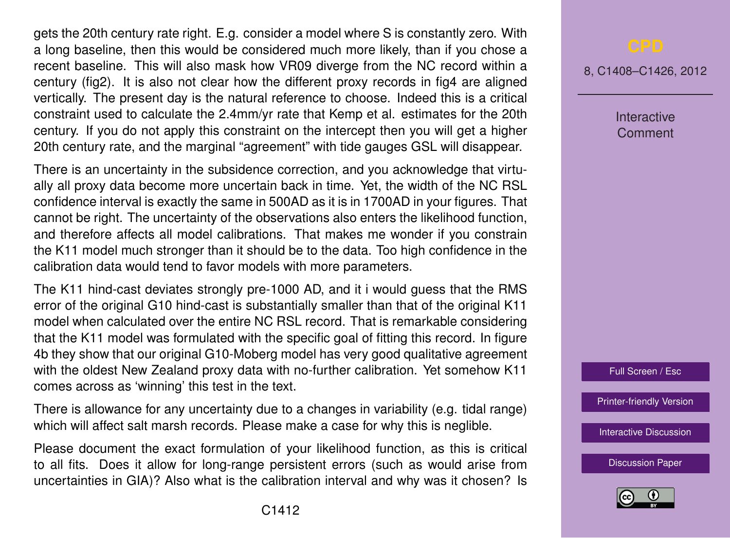gets the 20th century rate right. E.g. consider a model where S is constantly zero. With a long baseline, then this would be considered much more likely, than if you chose a recent baseline. This will also mask how VR09 diverge from the NC record within a century (fig2). It is also not clear how the different proxy records in fig4 are aligned vertically. The present day is the natural reference to choose. Indeed this is a critical constraint used to calculate the 2.4mm/yr rate that Kemp et al. estimates for the 20th century. If you do not apply this constraint on the intercept then you will get a higher 20th century rate, and the marginal "agreement" with tide gauges GSL will disappear.

There is an uncertainty in the subsidence correction, and you acknowledge that virtually all proxy data become more uncertain back in time. Yet, the width of the NC RSL confidence interval is exactly the same in 500AD as it is in 1700AD in your figures. That cannot be right. The uncertainty of the observations also enters the likelihood function, and therefore affects all model calibrations. That makes me wonder if you constrain the K11 model much stronger than it should be to the data. Too high confidence in the calibration data would tend to favor models with more parameters.

The K11 hind-cast deviates strongly pre-1000 AD, and it i would guess that the RMS error of the original G10 hind-cast is substantially smaller than that of the original K11 model when calculated over the entire NC RSL record. That is remarkable considering that the K11 model was formulated with the specific goal of fitting this record. In figure 4b they show that our original G10-Moberg model has very good qualitative agreement with the oldest New Zealand proxy data with no-further calibration. Yet somehow K11 comes across as 'winning' this test in the text.

There is allowance for any uncertainty due to a changes in variability (e.g. tidal range) which will affect salt marsh records. Please make a case for why this is neglible.

Please document the exact formulation of your likelihood function, as this is critical to all fits. Does it allow for long-range persistent errors (such as would arise from uncertainties in GIA)? Also what is the calibration interval and why was it chosen? Is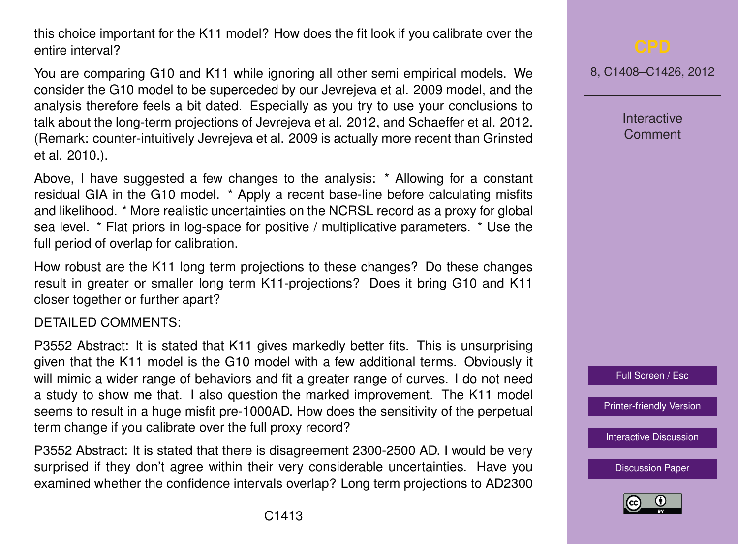this choice important for the K11 model? How does the fit look if you calibrate over the entire interval?

You are comparing G10 and K11 while ignoring all other semi empirical models. We consider the G10 model to be superceded by our Jevrejeva et al. 2009 model, and the analysis therefore feels a bit dated. Especially as you try to use your conclusions to talk about the long-term projections of Jevrejeva et al. 2012, and Schaeffer et al. 2012. (Remark: counter-intuitively Jevrejeva et al. 2009 is actually more recent than Grinsted et al. 2010.).

Above, I have suggested a few changes to the analysis: * Allowing for a constant residual GIA in the G10 model. * Apply a recent base-line before calculating misfits and likelihood. * More realistic uncertainties on the NCRSL record as a proxy for global sea level. * Flat priors in log-space for positive / multiplicative parameters. * Use the full period of overlap for calibration.

How robust are the K11 long term projections to these changes? Do these changes result in greater or smaller long term K11-projections? Does it bring G10 and K11 closer together or further apart?

DETAILED COMMENTS:

P3552 Abstract: It is stated that K11 gives markedly better fits. This is unsurprising given that the K11 model is the G10 model with a few additional terms. Obviously it will mimic a wider range of behaviors and fit a greater range of curves. I do not need a study to show me that. I also question the marked improvement. The K11 model seems to result in a huge misfit pre-1000AD. How does the sensitivity of the perpetual term change if you calibrate over the full proxy record?

P3552 Abstract: It is stated that there is disagreement 2300-2500 AD. I would be very surprised if they don't agree within their very considerable uncertainties. Have you examined whether the confidence intervals overlap? Long term projections to AD2300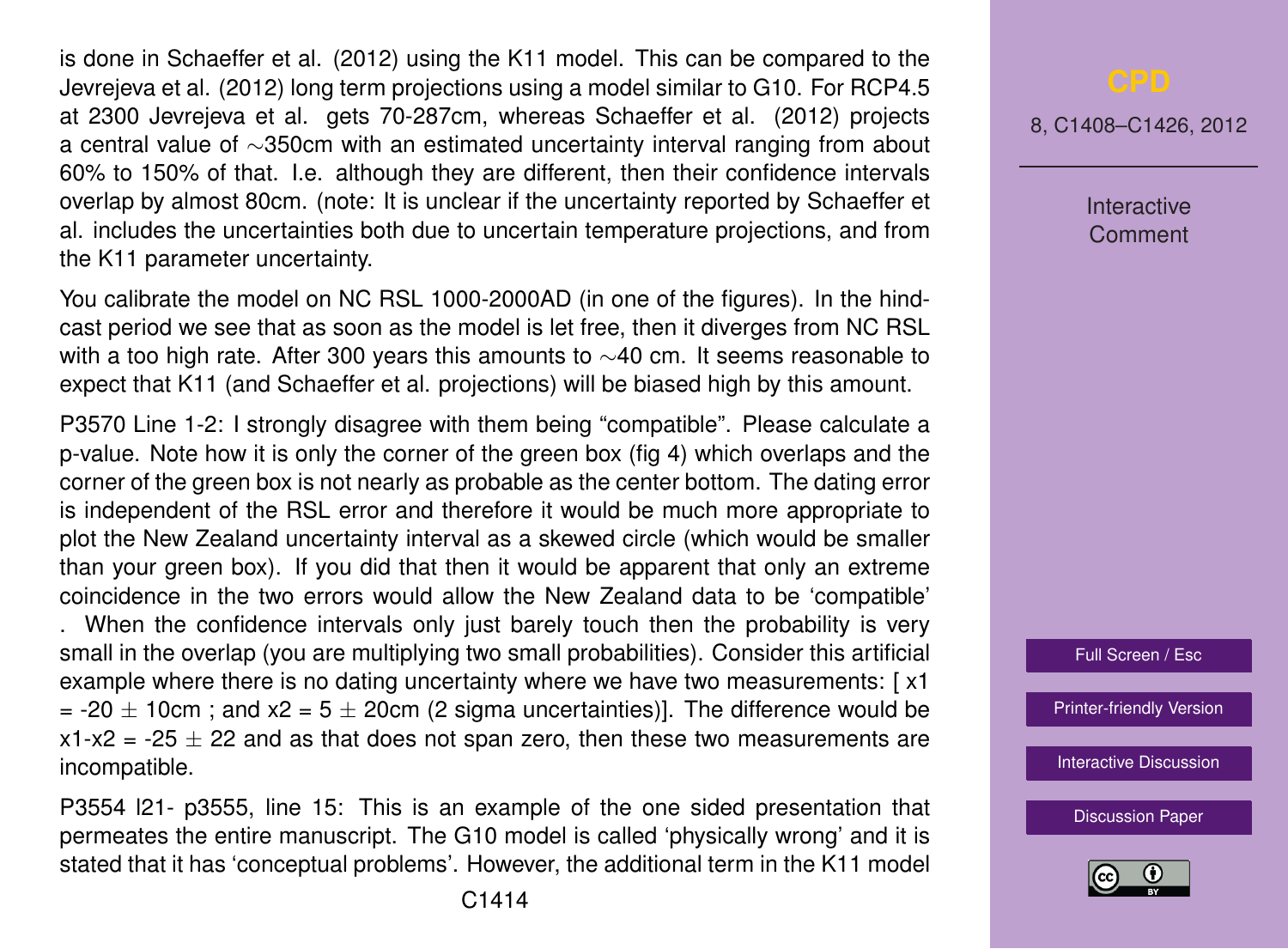is done in Schaeffer et al. (2012) using the K11 model. This can be compared to the Jevrejeva et al. (2012) long term projections using a model similar to G10. For RCP4.5 at 2300 Jevrejeva et al. gets 70-287cm, whereas Schaeffer et al. (2012) projects a central value of $\sim$350cm with an estimated uncertainty interval ranging from about 60% to 150% of that. I.e. although they are different, then their confidence intervals overlap by almost 80cm. (note: It is unclear if the uncertainty reported by Schaeffer et al. includes the uncertainties both due to uncertain temperature projections, and from the K11 parameter uncertainty.

You calibrate the model on NC RSL 1000-2000AD (in one of the figures). In the hindcast period we see that as soon as the model is let free, then it diverges from NC RSL with a too high rate. After 300 years this amounts to $\sim$40 cm. It seems reasonable to expect that K11 (and Schaeffer et al. projections) will be biased high by this amount.

P3570 Line 1-2: I strongly disagree with them being "compatible". Please calculate a p-value. Note how it is only the corner of the green box (fig 4) which overlaps and the corner of the green box is not nearly as probable as the center bottom. The dating error is independent of the RSL error and therefore it would be much more appropriate to plot the New Zealand uncertainty interval as a skewed circle (which would be smaller than your green box). If you did that then it would be apparent that only an extreme coincidence in the two errors would allow the New Zealand data to be 'compatible' . When the confidence intervals only just barely touch then the probability is very small in the overlap (you are multiplying two small probabilities). Consider this artificial example where there is no dating uncertainty where we have two measurements: [ $x1 = -20 \pm 10$cm ; and $x2 = 5 \pm 20$cm (2 sigma uncertainties)]. The difference would be $x1-x2 = -25 \pm 22$ and as that does not span zero, then these two measurements are incompatible.

P3554 l21- p3555, line 15: This is an example of the one sided presentation that permeates the entire manuscript. The G10 model is called 'physically wrong' and it is stated that it has 'conceptual problems'. However, the additional term in the K11 model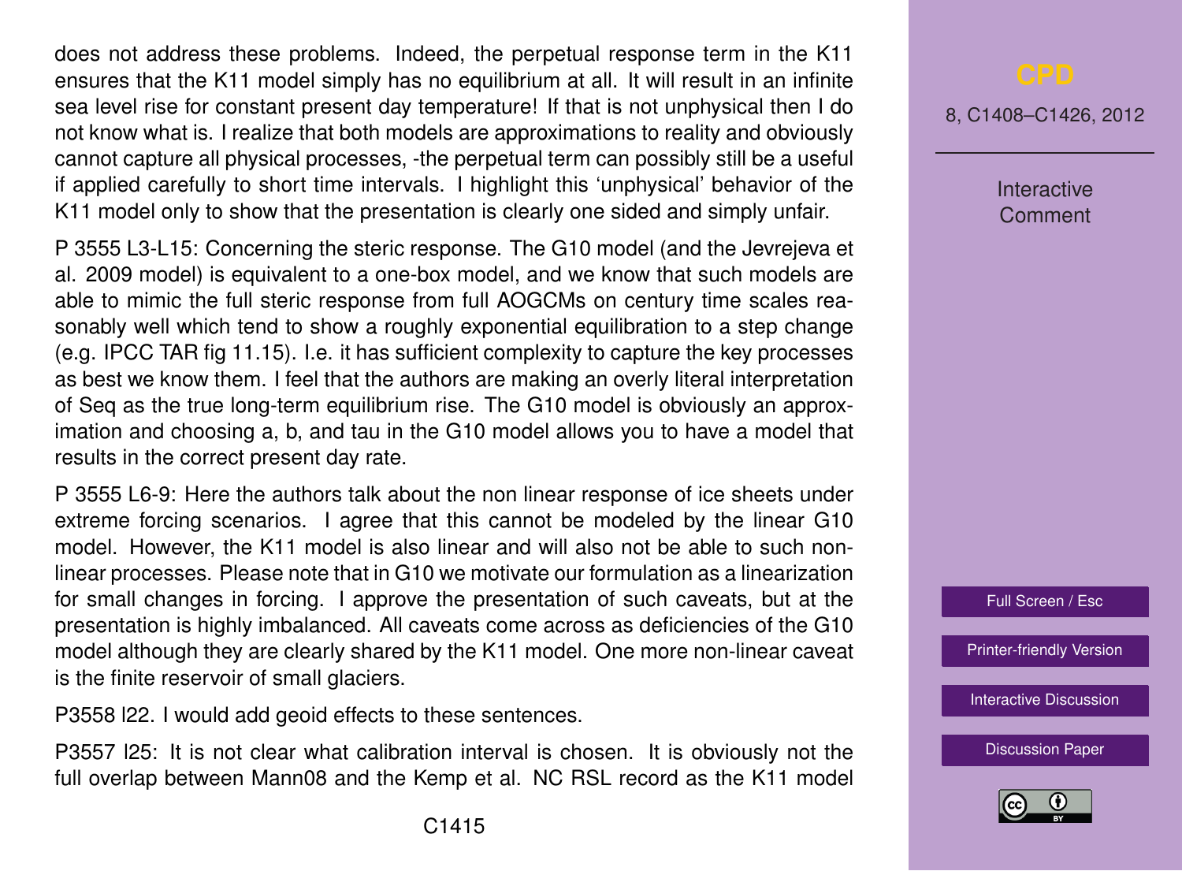does not address these problems. Indeed, the perpetual response term in the K11 ensures that the K11 model simply has no equilibrium at all. It will result in an infinite sea level rise for constant present day temperature! If that is not unphysical then I do not know what is. I realize that both models are approximations to reality and obviously cannot capture all physical processes, -the perpetual term can possibly still be a useful if applied carefully to short time intervals. I highlight this 'unphysical' behavior of the K11 model only to show that the presentation is clearly one sided and simply unfair.

P 3555 L3-L15: Concerning the steric response. The G10 model (and the Jevrejeva et al. 2009 model) is equivalent to a one-box model, and we know that such models are able to mimic the full steric response from full AOGCMs on century time scales reasonably well which tend to show a roughly exponential equilibration to a step change (e.g. IPCC TAR fig 11.15). I.e. it has sufficient complexity to capture the key processes as best we know them. I feel that the authors are making an overly literal interpretation of Seq as the true long-term equilibrium rise. The G10 model is obviously an approximation and choosing a, b, and tau in the G10 model allows you to have a model that results in the correct present day rate.

P 3555 L6-9: Here the authors talk about the non linear response of ice sheets under extreme forcing scenarios. I agree that this cannot be modeled by the linear G10 model. However, the K11 model is also linear and will also not be able to such non-linear processes. Please note that in G10 we motivate our formulation as a linearization for small changes in forcing. I approve the presentation of such caveats, but at the presentation is highly imbalanced. All caveats come across as deficiencies of the G10 model although they are clearly shared by the K11 model. One more non-linear caveat is the finite reservoir of small glaciers.

P3558 l22. I would add geoid effects to these sentences.

P3557 l25: It is not clear what calibration interval is chosen. It is obviously not the full overlap between Mann08 and the Kemp et al. NC RSL record as the K11 model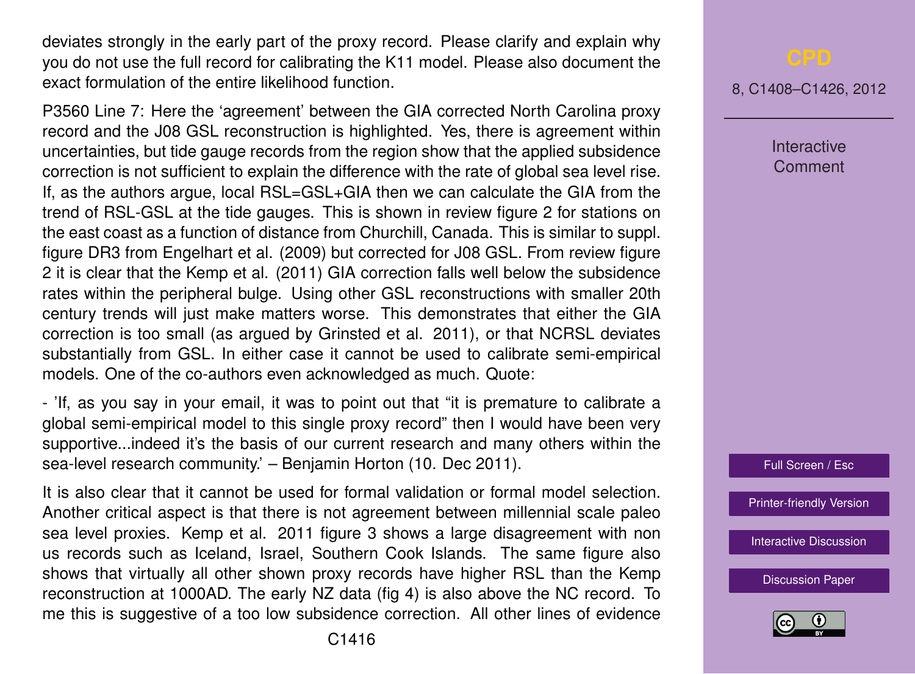deviates strongly in the early part of the proxy record. Please clarify and explain why you do not use the full record for calibrating the K11 model. Please also document the exact formulation of the entire likelihood function.

P3560 Line 7: Here the 'agreement' between the GIA corrected North Carolina proxy record and the J08 GSL reconstruction is highlighted. Yes, there is agreement within uncertainties, but tide gauge records from the region show that the applied subsidence correction is not sufficient to explain the difference with the rate of global sea level rise. If, as the authors argue, local RSL=GSL+GIA then we can calculate the GIA from the trend of RSL-GSL at the tide gauges. This is shown in review figure 2 for stations on the east coast as a function of distance from Churchill, Canada. This is similar to suppl. figure DR3 from Engelhart et al. (2009) but corrected for J08 GSL. From review figure 2 it is clear that the Kemp et al. (2011) GIA correction falls well below the subsidence rates within the peripheral bulge. Using other GSL reconstructions with smaller 20th century trends will just make matters worse. This demonstrates that either the GIA correction is too small (as argued by Grinsted et al. 2011), or that NCRSL deviates substantially from GSL. In either case it cannot be used to calibrate semi-empirical models. One of the co-authors even acknowledged as much. Quote:

- 'If, as you say in your email, it was to point out that "it is premature to calibrate a global semi-empirical model to this single proxy record" then I would have been very supportive...indeed it's the basis of our current research and many others within the sea-level research community.' – Benjamin Horton (10. Dec 2011).

It is also clear that it cannot be used for formal validation or formal model selection. Another critical aspect is that there is not agreement between millennial scale paleo sea level proxies. Kemp et al. 2011 figure 3 shows a large disagreement with non us records such as Iceland, Israel, Southern Cook Islands. The same figure also shows that virtually all other shown proxy records have higher RSL than the Kemp reconstruction at 1000AD. The early NZ data (fig 4) is also above the NC record. To me this is suggestive of a too low subsidence correction. All other lines of evidence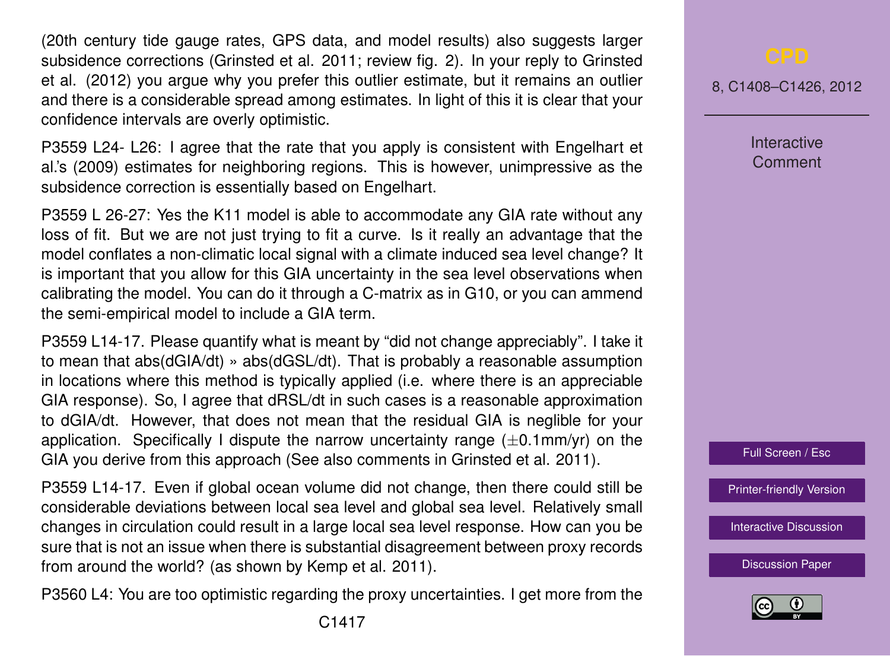(20th century tide gauge rates, GPS data, and model results) also suggests larger subsidence corrections (Grinsted et al. 2011; review fig. 2). In your reply to Grinsted et al. (2012) you argue why you prefer this outlier estimate, but it remains an outlier and there is a considerable spread among estimates. In light of this it is clear that your confidence intervals are overly optimistic.

P3559 L24- L26: I agree that the rate that you apply is consistent with Engelhart et al.'s (2009) estimates for neighboring regions. This is however, unimpressive as the subsidence correction is essentially based on Engelhart.

P3559 L 26-27: Yes the K11 model is able to accommodate any GIA rate without any loss of fit. But we are not just trying to fit a curve. Is it really an advantage that the model conflates a non-climatic local signal with a climate induced sea level change? It is important that you allow for this GIA uncertainty in the sea level observations when calibrating the model. You can do it through a C-matrix as in G10, or you can ammend the semi-empirical model to include a GIA term.

P3559 L14-17. Please quantify what is meant by "did not change appreciably". I take it to mean that abs(dGIA/dt) » abs(dGSL/dt). That is probably a reasonable assumption in locations where this method is typically applied (i.e. where there is an appreciable GIA response). So, I agree that dRSL/dt in such cases is a reasonable approximation to dGIA/dt. However, that does not mean that the residual GIA is neglible for your application. Specifically I dispute the narrow uncertainty range ($\pm$0.1mm/yr) on the GIA you derive from this approach (See also comments in Grinsted et al. 2011).

P3559 L14-17. Even if global ocean volume did not change, then there could still be considerable deviations between local sea level and global sea level. Relatively small changes in circulation could result in a large local sea level response. How can you be sure that is not an issue when there is substantial disagreement between proxy records from around the world? (as shown by Kemp et al. 2011).

P3560 L4: You are too optimistic regarding the proxy uncertainties. I get more from the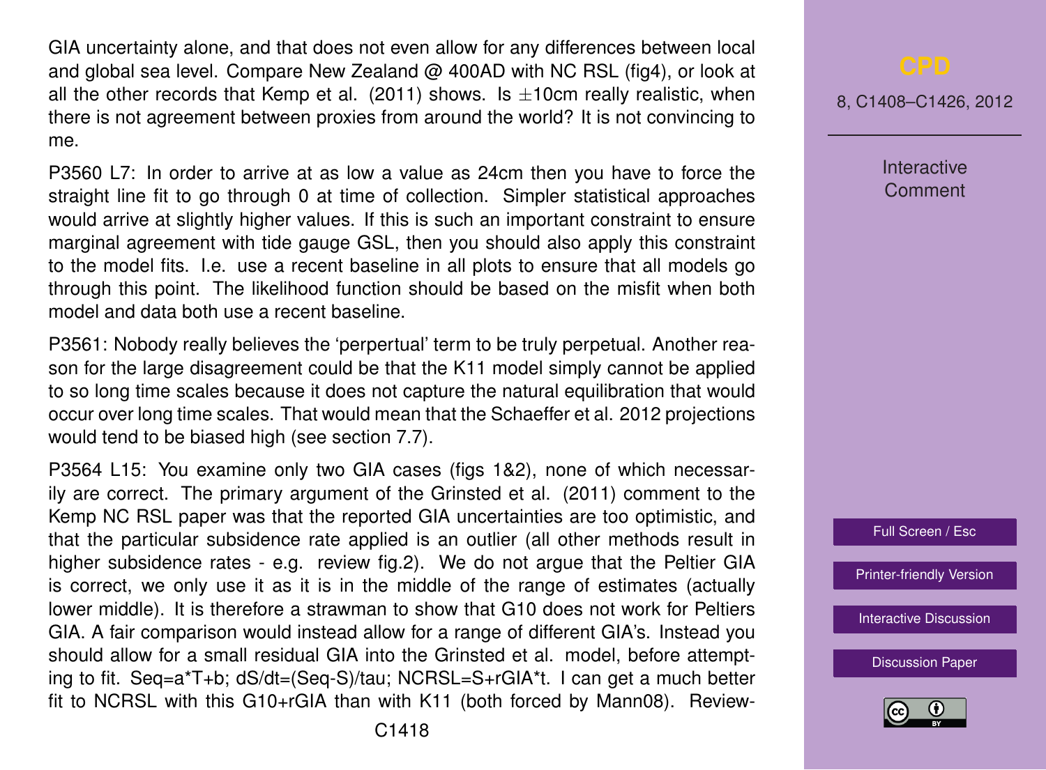GIA uncertainty alone, and that does not even allow for any differences between local and global sea level. Compare New Zealand @ 400AD with NC RSL (fig4), or look at all the other records that Kemp et al. (2011) shows. Is $\pm$10cm really realistic, when there is not agreement between proxies from around the world? It is not convincing to me.

P3560 L7: In order to arrive at as low a value as 24cm then you have to force the straight line fit to go through 0 at time of collection. Simpler statistical approaches would arrive at slightly higher values. If this is such an important constraint to ensure marginal agreement with tide gauge GSL, then you should also apply this constraint to the model fits. I.e. use a recent baseline in all plots to ensure that all models go through this point. The likelihood function should be based on the misfit when both model and data both use a recent baseline.

P3561: Nobody really believes the 'perpertual' term to be truly perpetual. Another reason for the large disagreement could be that the K11 model simply cannot be applied to so long time scales because it does not capture the natural equilibration that would occur over long time scales. That would mean that the Schaeffer et al. 2012 projections would tend to be biased high (see section 7.7).

P3564 L15: You examine only two GIA cases (figs 1&2), none of which necessarily are correct. The primary argument of the Grinsted et al. (2011) comment to the Kemp NC RSL paper was that the reported GIA uncertainties are too optimistic, and that the particular subsidence rate applied is an outlier (all other methods result in higher subsidence rates - e.g. review fig.2). We do not argue that the Peltier GIA is correct, we only use it as it is in the middle of the range of estimates (actually lower middle). It is therefore a strawman to show that G10 does not work for Peltiers GIA. A fair comparison would instead allow for a range of different GIA's. Instead you should allow for a small residual GIA into the Grinsted et al. model, before attempting to fit. Seq=a*T+b; dS/dt=(Seq-S)/tau; NCRSL=S+rGIA*t. I can get a much better fit to NCRSL with this G10+rGIA than with K11 (both forced by Mann08). Review-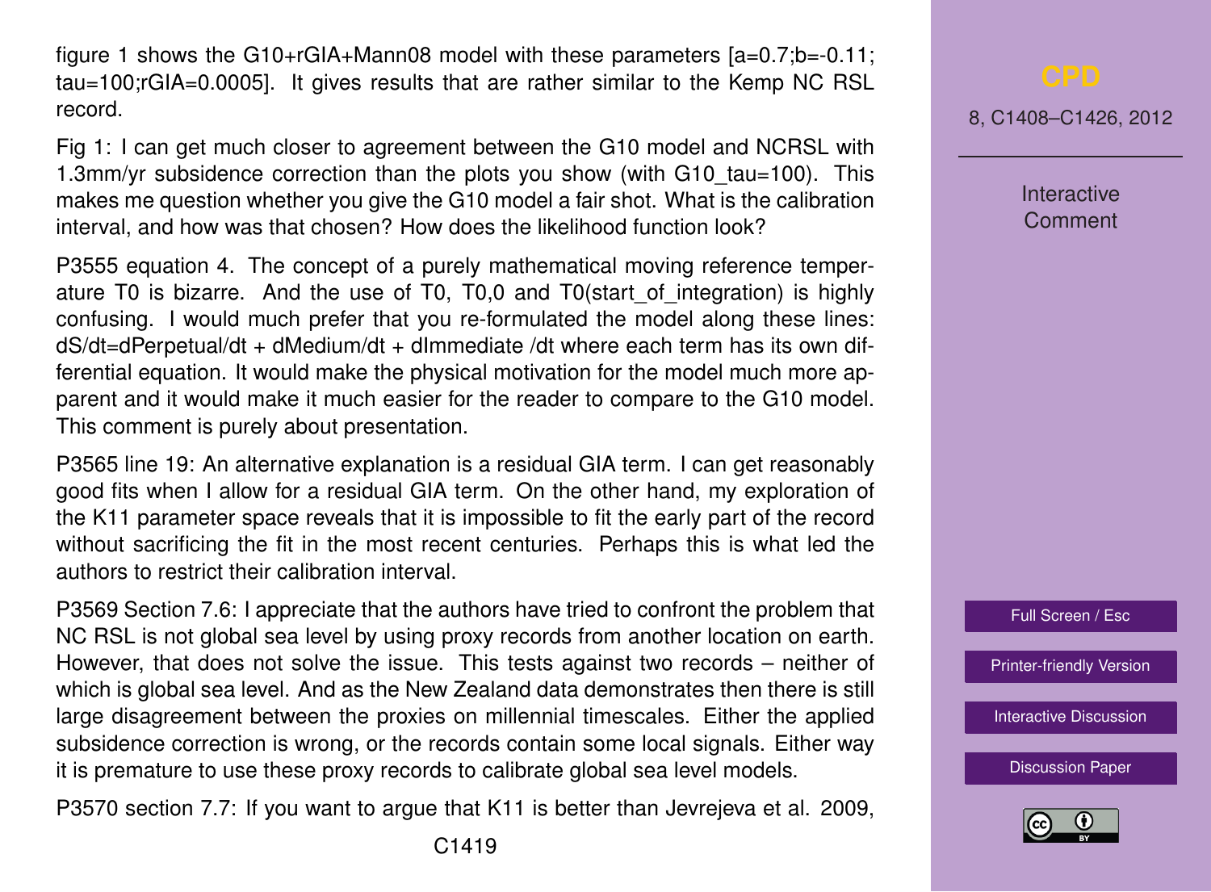figure 1 shows the G10+rGIA+Mann08 model with these parameters [a=0.7;b=-0.11; tau=100;rGIA=0.0005]. It gives results that are rather similar to the Kemp NC RSL record.

Fig 1: I can get much closer to agreement between the G10 model and NCRSL with 1.3mm/yr subsidence correction than the plots you show (with G10_tau=100). This makes me question whether you give the G10 model a fair shot. What is the calibration interval, and how was that chosen? How does the likelihood function look?

P3555 equation 4. The concept of a purely mathematical moving reference temperature T0 is bizarre. And the use of T0, T0,0 and T0(start_of_integration) is highly confusing. I would much prefer that you re-formulated the model along these lines: dS/dt=dPerpetual/dt + dMedium/dt + dImmediate /dt where each term has its own differential equation. It would make the physical motivation for the model much more apparent and it would make it much easier for the reader to compare to the G10 model. This comment is purely about presentation.

P3565 line 19: An alternative explanation is a residual GIA term. I can get reasonably good fits when I allow for a residual GIA term. On the other hand, my exploration of the K11 parameter space reveals that it is impossible to fit the early part of the record without sacrificing the fit in the most recent centuries. Perhaps this is what led the authors to restrict their calibration interval.

P3569 Section 7.6: I appreciate that the authors have tried to confront the problem that NC RSL is not global sea level by using proxy records from another location on earth. However, that does not solve the issue. This tests against two records – neither of which is global sea level. And as the New Zealand data demonstrates then there is still large disagreement between the proxies on millennial timescales. Either the applied subsidence correction is wrong, or the records contain some local signals. Either way it is premature to use these proxy records to calibrate global sea level models.

P3570 section 7.7: If you want to argue that K11 is better than Jevrejeva et al. 2009,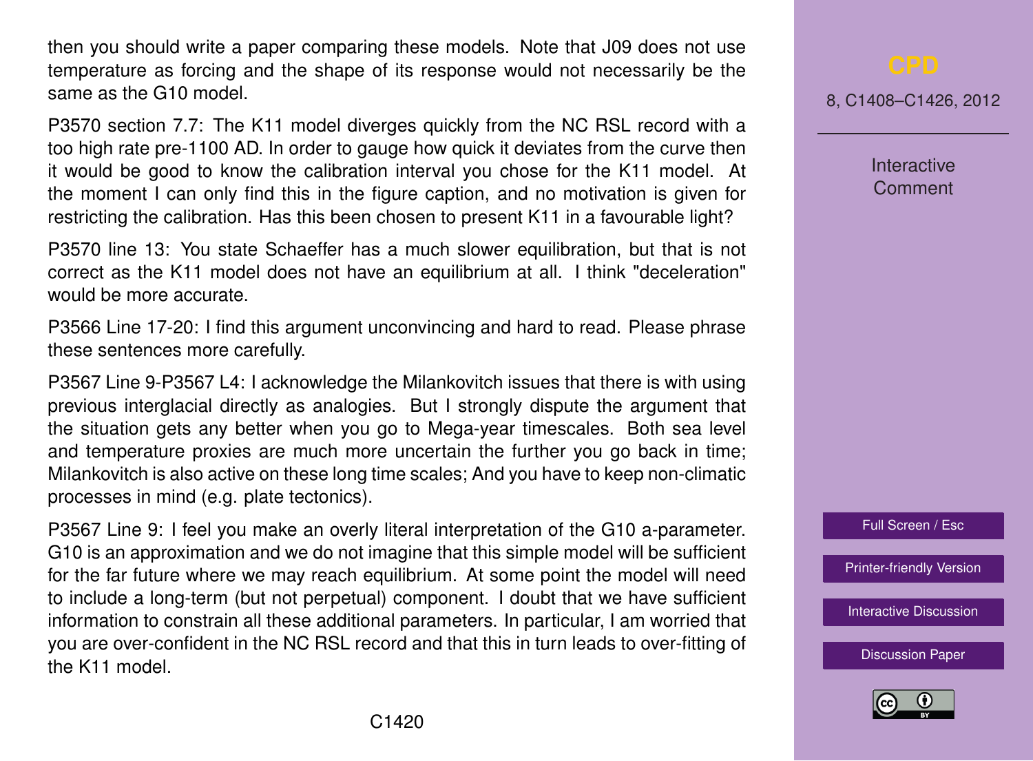then you should write a paper comparing these models. Note that J09 does not use temperature as forcing and the shape of its response would not necessarily be the same as the G10 model.

P3570 section 7.7: The K11 model diverges quickly from the NC RSL record with a too high rate pre-1100 AD. In order to gauge how quick it deviates from the curve then it would be good to know the calibration interval you chose for the K11 model. At the moment I can only find this in the figure caption, and no motivation is given for restricting the calibration. Has this been chosen to present K11 in a favourable light?

P3570 line 13: You state Schaeffer has a much slower equilibration, but that is not correct as the K11 model does not have an equilibrium at all. I think "deceleration" would be more accurate.

P3566 Line 17-20: I find this argument unconvincing and hard to read. Please phrase these sentences more carefully.

P3567 Line 9-P3567 L4: I acknowledge the Milankovitch issues that there is with using previous interglacial directly as analogies. But I strongly dispute the argument that the situation gets any better when you go to Mega-year timescales. Both sea level and temperature proxies are much more uncertain the further you go back in time; Milankovitch is also active on these long time scales; And you have to keep non-climatic processes in mind (e.g. plate tectonics).

P3567 Line 9: I feel you make an overly literal interpretation of the G10 a-parameter. G10 is an approximation and we do not imagine that this simple model will be sufficient for the far future where we may reach equilibrium. At some point the model will need to include a long-term (but not perpetual) component. I doubt that we have sufficient information to constrain all these additional parameters. In particular, I am worried that you are over-confident in the NC RSL record and that this in turn leads to over-fitting of the K11 model.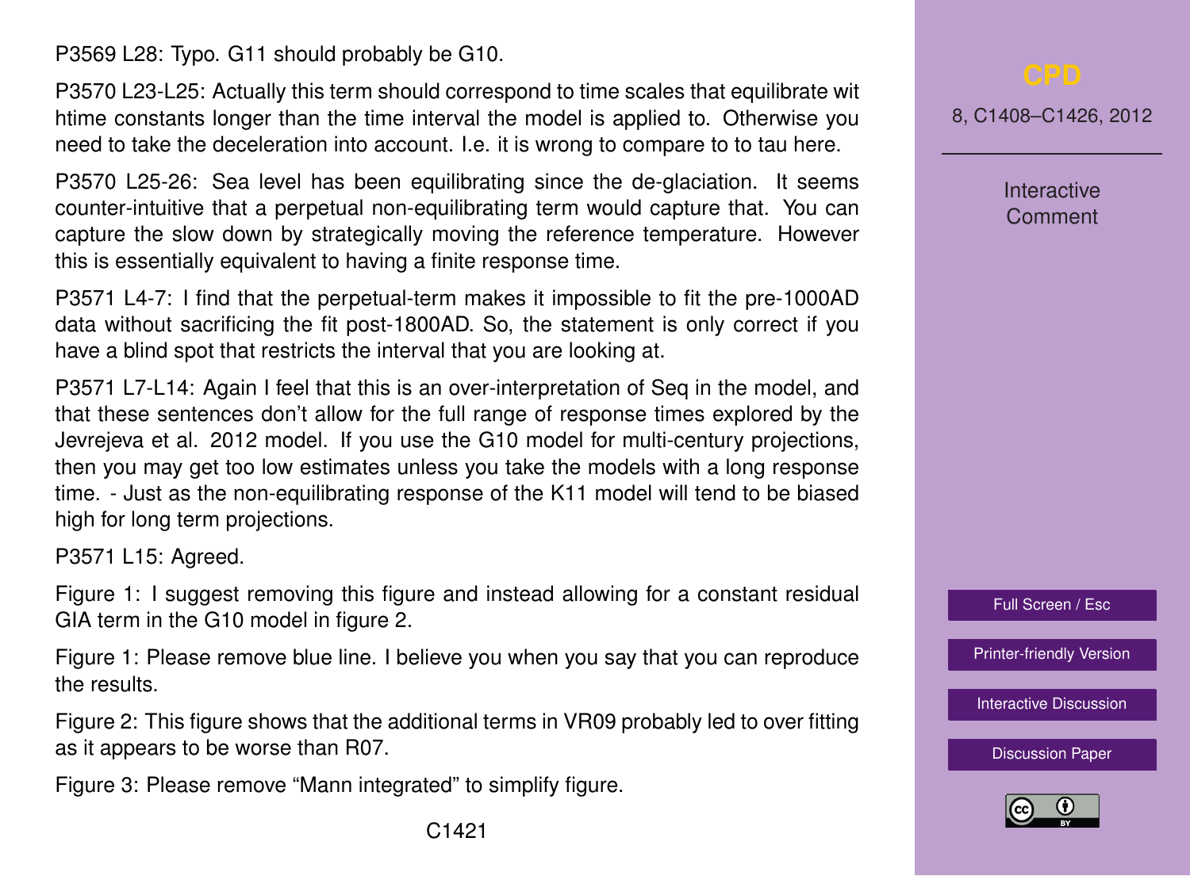P3569 L28: Typo. G11 should probably be G10.

P3570 L23-L25: Actually this term should correspond to time scales that equilibrate wit htime constants longer than the time interval the model is applied to. Otherwise you need to take the deceleration into account. I.e. it is wrong to compare to to tau here.

P3570 L25-26: Sea level has been equilibrating since the de-glaciation. It seems counter-intuitive that a perpetual non-equilibrating term would capture that. You can capture the slow down by strategically moving the reference temperature. However this is essentially equivalent to having a finite response time.

P3571 L4-7: I find that the perpetual-term makes it impossible to fit the pre-1000AD data without sacrificing the fit post-1800AD. So, the statement is only correct if you have a blind spot that restricts the interval that you are looking at.

P3571 L7-L14: Again I feel that this is an over-interpretation of Seq in the model, and that these sentences don't allow for the full range of response times explored by the Jevrejeva et al. 2012 model. If you use the G10 model for multi-century projections, then you may get too low estimates unless you take the models with a long response time. - Just as the non-equilibrating response of the K11 model will tend to be biased high for long term projections.

P3571 L15: Agreed.

Figure 1: I suggest removing this figure and instead allowing for a constant residual GIA term in the G10 model in figure 2.

Figure 1: Please remove blue line. I believe you when you say that you can reproduce the results.

Figure 2: This figure shows that the additional terms in VR09 probably led to over fitting as it appears to be worse than R07.

Figure 3: Please remove "Mann integrated" to simplify figure.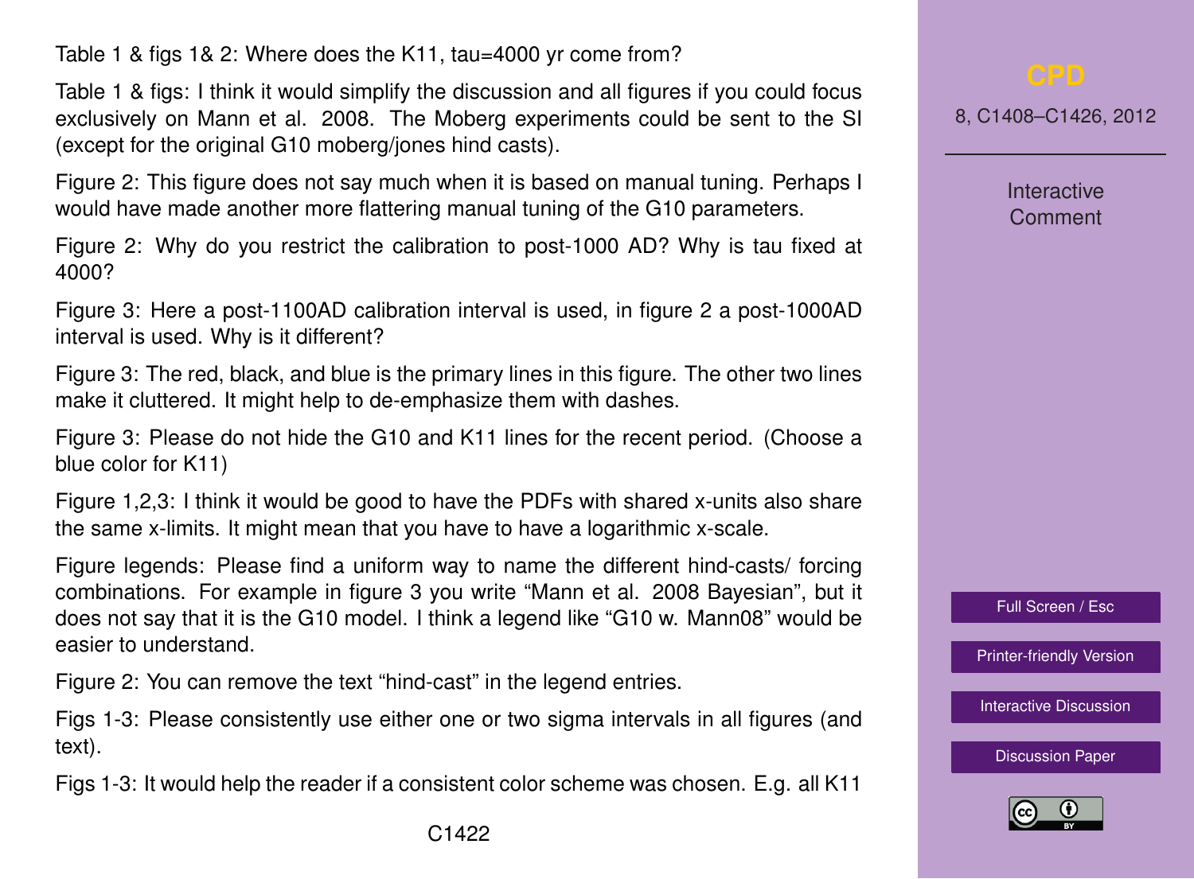Table 1 & figs 1& 2: Where does the K11, tau=4000 yr come from?

Table 1 & figs: I think it would simplify the discussion and all figures if you could focus exclusively on Mann et al. 2008. The Moberg experiments could be sent to the SI (except for the original G10 moberg/jones hind casts).

Figure 2: This figure does not say much when it is based on manual tuning. Perhaps I would have made another more flattering manual tuning of the G10 parameters.

Figure 2: Why do you restrict the calibration to post-1000 AD? Why is tau fixed at 4000?

Figure 3: Here a post-1100AD calibration interval is used, in figure 2 a post-1000AD interval is used. Why is it different?

Figure 3: The red, black, and blue is the primary lines in this figure. The other two lines make it cluttered. It might help to de-emphasize them with dashes.

Figure 3: Please do not hide the G10 and K11 lines for the recent period. (Choose a blue color for K11)

Figure 1,2,3: I think it would be good to have the PDFs with shared x-units also share the same x-limits. It might mean that you have to have a logarithmic x-scale.

Figure legends: Please find a uniform way to name the different hind-casts/ forcing combinations. For example in figure 3 you write "Mann et al. 2008 Bayesian", but it does not say that it is the G10 model. I think a legend like "G10 w. Mann08" would be easier to understand.

Figure 2: You can remove the text "hind-cast" in the legend entries.

Figs 1-3: Please consistently use either one or two sigma intervals in all figures (and text).

Figs 1-3: It would help the reader if a consistent color scheme was chosen. E.g. all K11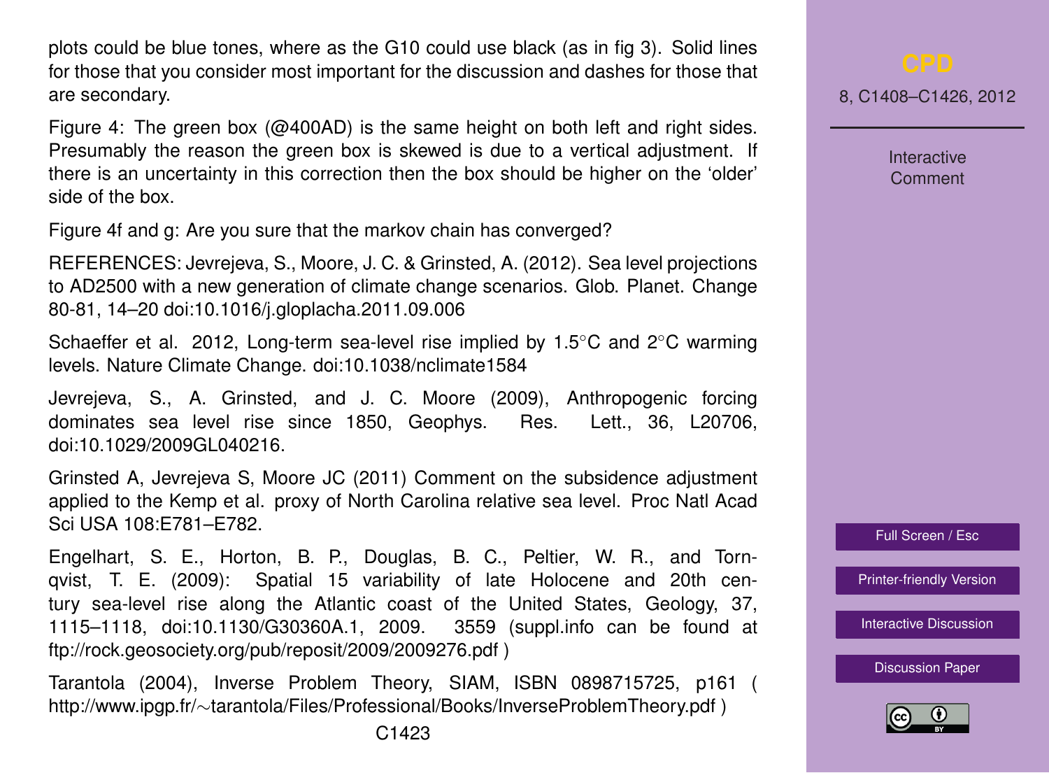plots could be blue tones, where as the G10 could use black (as in fig 3). Solid lines for those that you consider most important for the discussion and dashes for those that are secondary.

Figure 4: The green box (@400AD) is the same height on both left and right sides. Presumably the reason the green box is skewed is due to a vertical adjustment. If there is an uncertainty in this correction then the box should be higher on the 'older' side of the box.

Figure 4f and g: Are you sure that the markov chain has converged?

REFERENCES: Jevrejeva, S., Moore, J. C. & Grinsted, A. (2012). Sea level projections to AD2500 with a new generation of climate change scenarios. Glob. Planet. Change 80-81, 14–20 doi:10.1016/j.gloplacha.2011.09.006

Schaeffer et al. 2012, Long-term sea-level rise implied by 1.5°C and 2°C warming levels. Nature Climate Change. doi:10.1038/nclimate1584

Jevrejeva, S., A. Grinsted, and J. C. Moore (2009), Anthropogenic forcing dominates sea level rise since 1850, Geophys. Res. Lett., 36, L20706, doi:10.1029/2009GL040216.

Grinsted A, Jevrejeva S, Moore JC (2011) Comment on the subsidence adjustment applied to the Kemp et al. proxy of North Carolina relative sea level. Proc Natl Acad Sci USA 108:E781–E782.

Engelhart, S. E., Horton, B. P., Douglas, B. C., Peltier, W. R., and Tornqvist, T. E. (2009): Spatial 15 variability of late Holocene and 20th century sea-level rise along the Atlantic coast of the United States, Geology, 37, 1115–1118, doi:10.1130/G30360A.1, 2009. 3559 (suppl.info can be found at ftp://rock.geosociety.org/pub/reposit/2009/2009276.pdf )

Tarantola (2004), Inverse Problem Theory, SIAM, ISBN 0898715725, p161 ( http://www.ipgp.fr/~tarantola/Files/Professional/Books/InverseProblemTheory.pdf )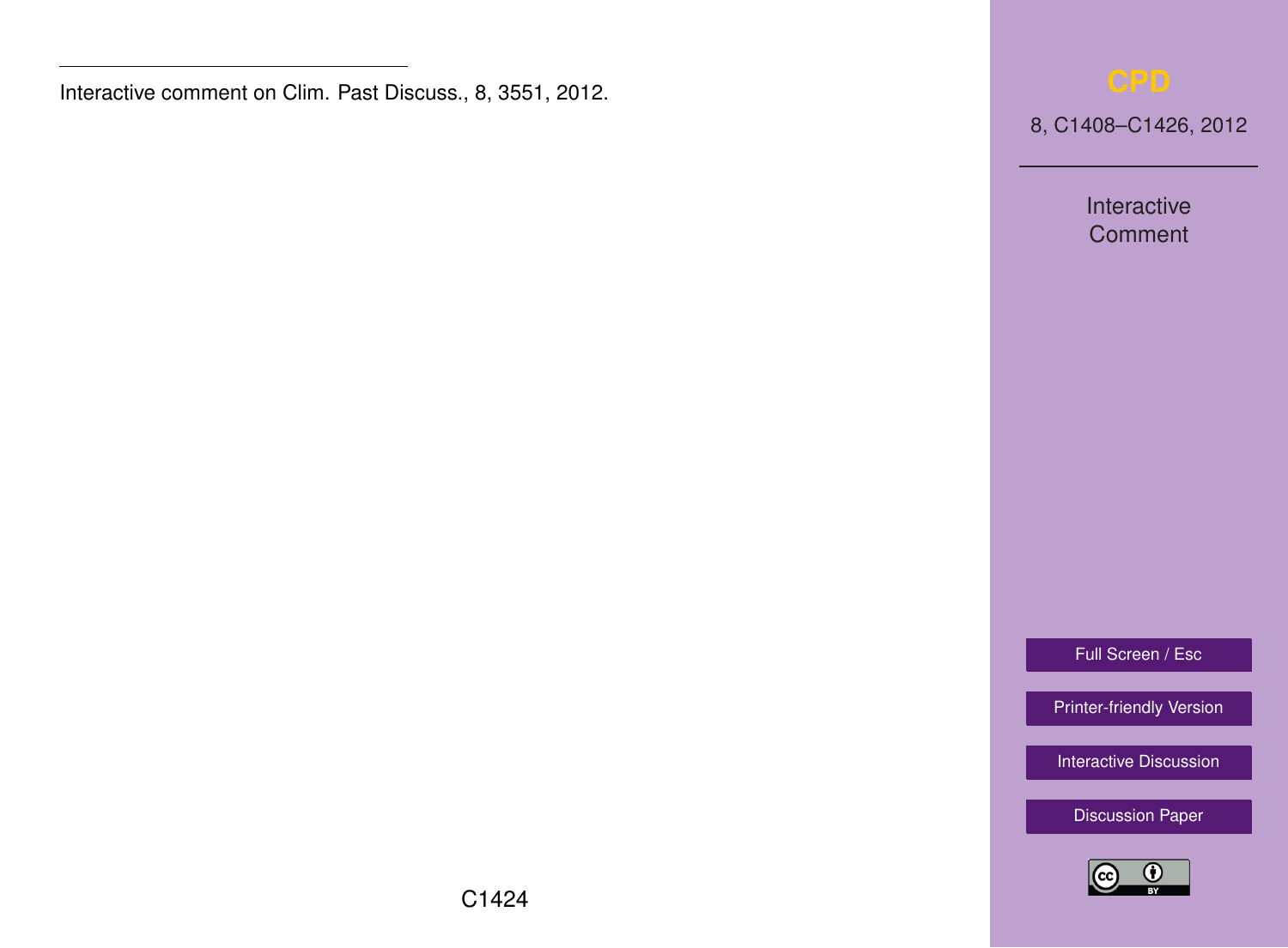Interactive comment on Clim. Past Discuss., 8, 3551, 2012.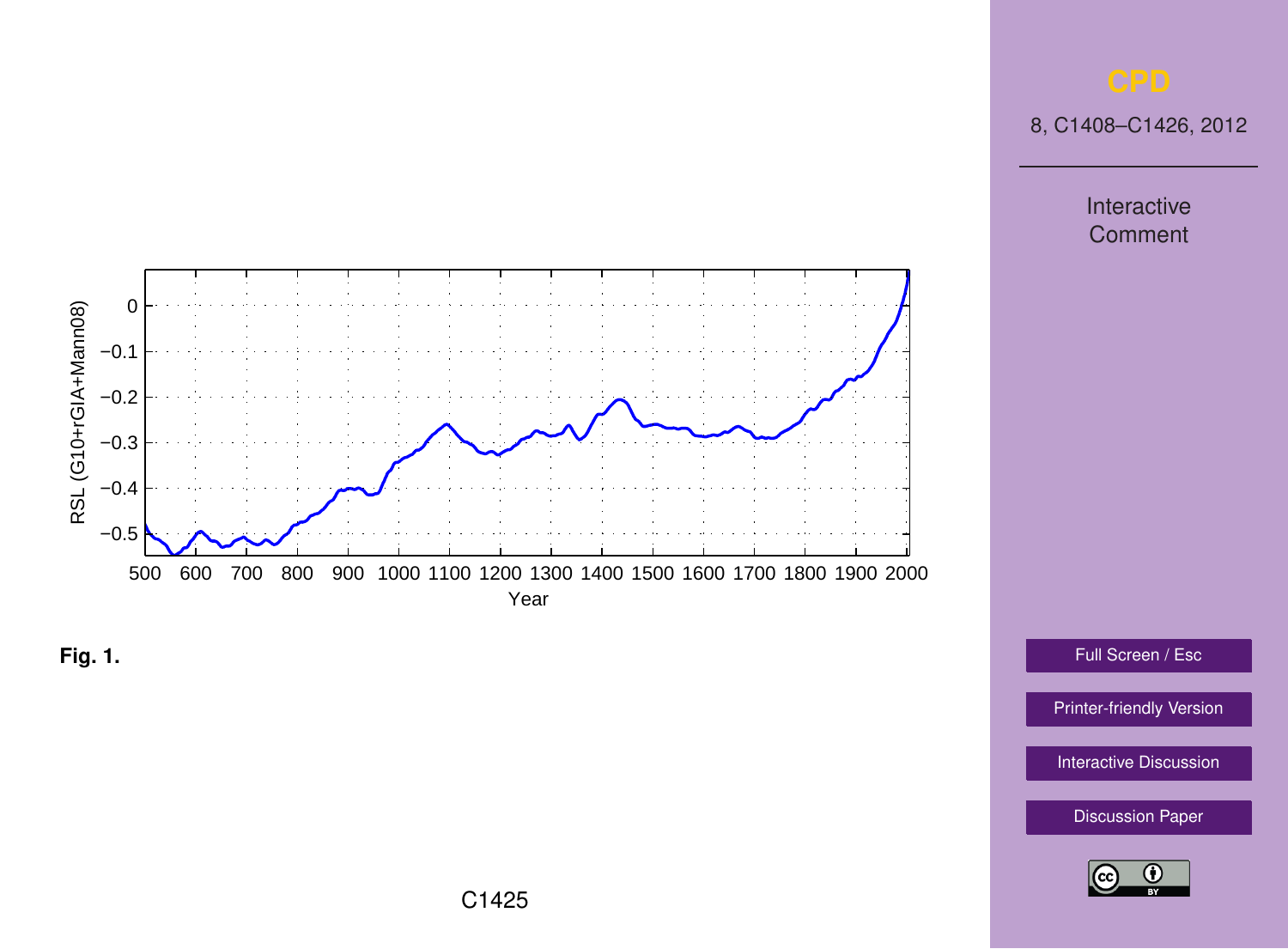Fig. 1.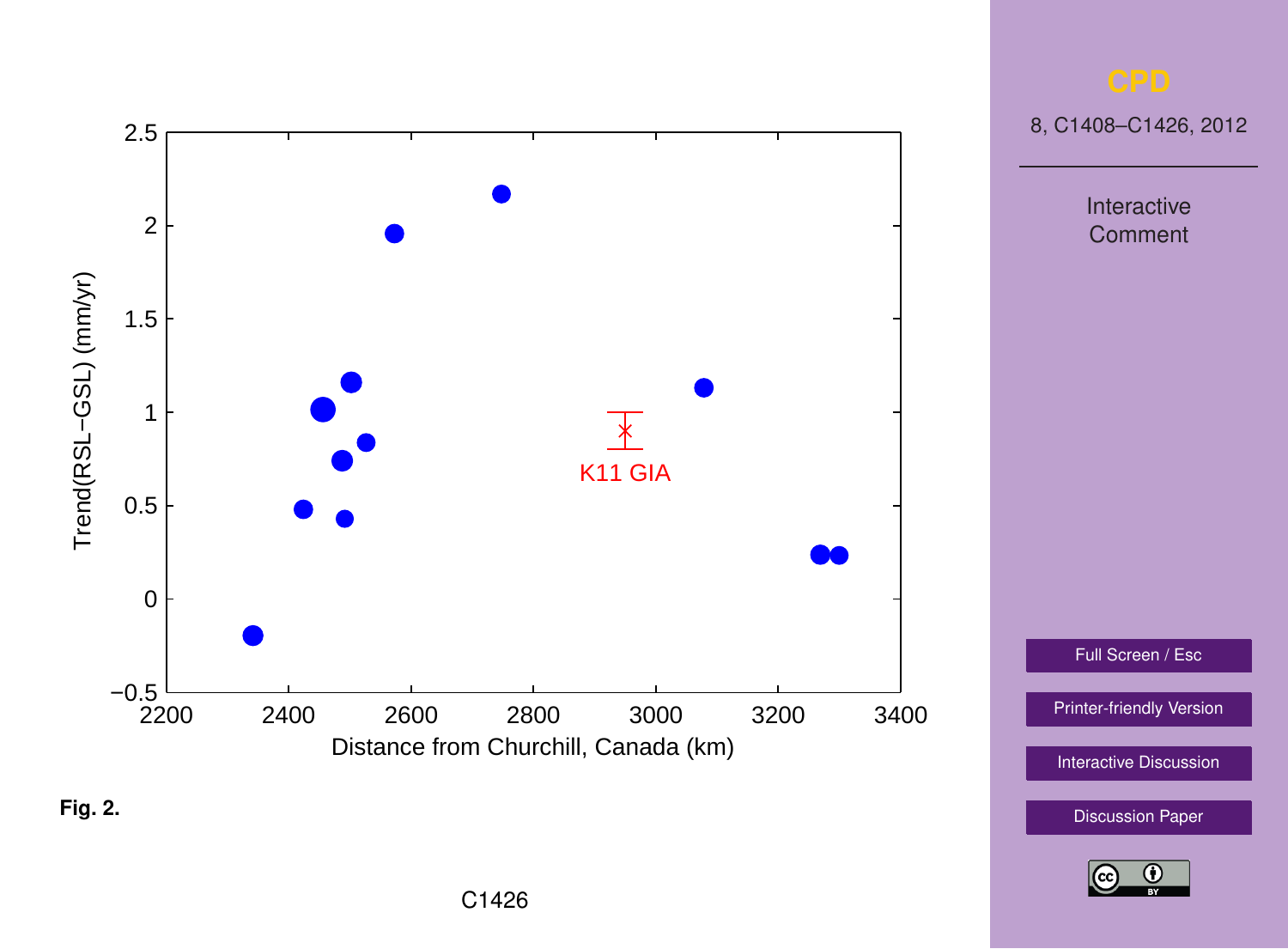2.5
2
1.5
1
0.5
0
−0.5

Trend(RSL−GSL) (mm/yr)

2200 2400 2600 2800 3000 3200 3400

Distance from Churchill, Canada (km)

K11 GIA

**Fig. 2.**